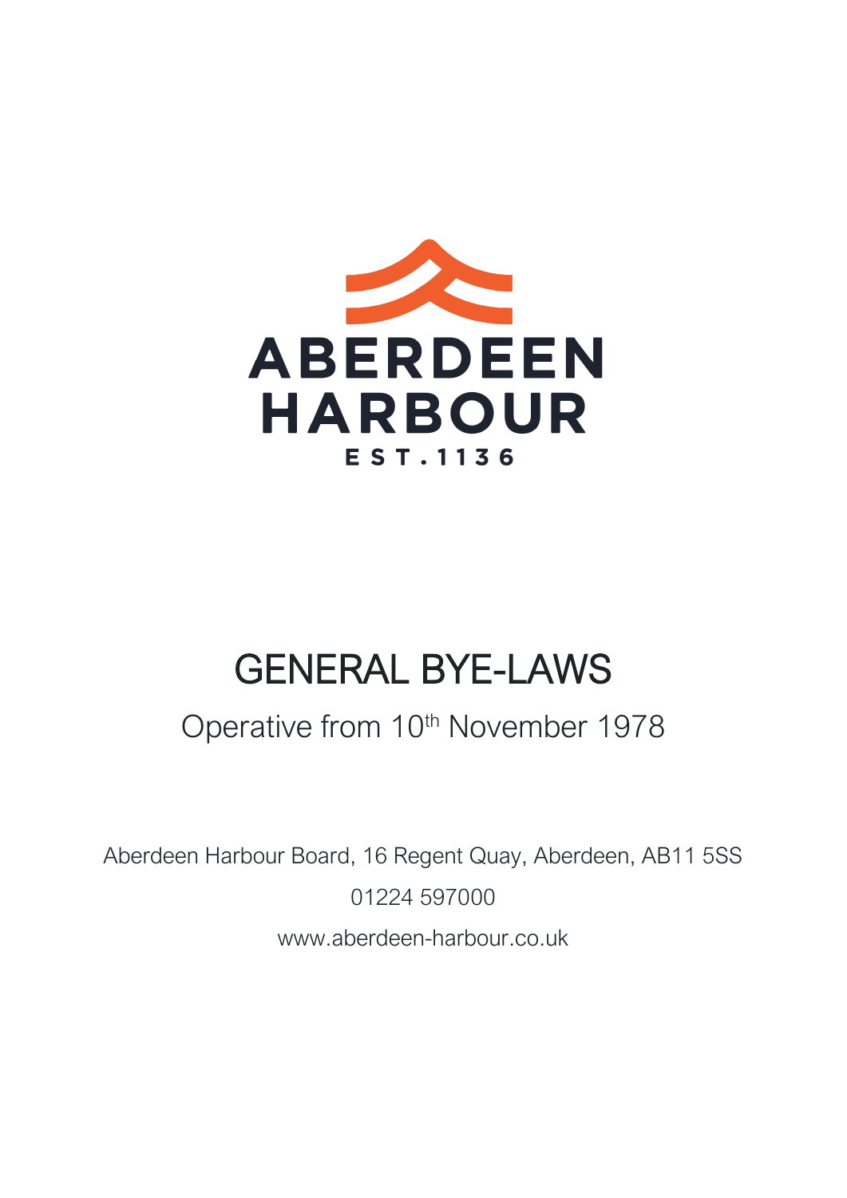ABERDEEN HARBOUR

EST.1136

# GENERAL BYE-LAWS

## Operative from 10th November 1978

Aberdeen Harbour Board, 16 Regent Quay, Aberdeen, AB11 5SS

01224 597000

www.aberdeen-harbour.co.uk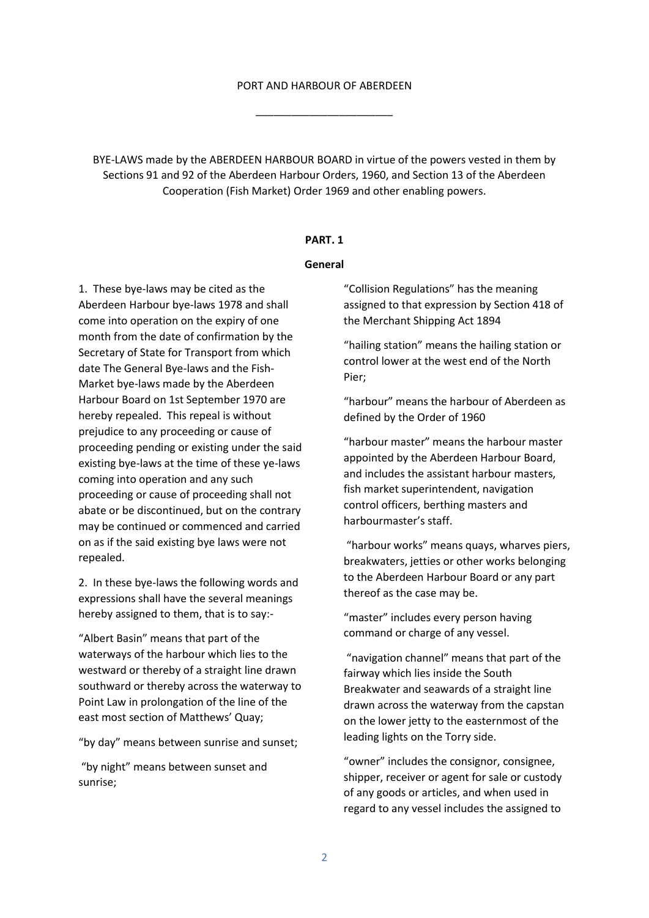PORT AND HARBOUR OF ABERDEEN

______________________

BYE-LAWS made by the ABERDEEN HARBOUR BOARD in virtue of the powers vested in them by Sections 91 and 92 of the Aberdeen Harbour Orders, 1960, and Section 13 of the Aberdeen Cooperation (Fish Market) Order 1969 and other enabling powers.

## PART. 1

### General

1. These bye-laws may be cited as the Aberdeen Harbour bye-laws 1978 and shall come into operation on the expiry of one month from the date of confirmation by the Secretary of State for Transport from which date The General Bye-laws and the Fish-Market bye-laws made by the Aberdeen Harbour Board on 1st September 1970 are hereby repealed. This repeal is without prejudice to any proceeding or cause of proceeding pending or existing under the said existing bye-laws at the time of these ye-laws coming into operation and any such proceeding or cause of proceeding shall not abate or be discontinued, but on the contrary may be continued or commenced and carried on as if the said existing bye laws were not repealed.

2. In these bye-laws the following words and expressions shall have the several meanings hereby assigned to them, that is to say:-

"Albert Basin" means that part of the waterways of the harbour which lies to the westward or thereby of a straight line drawn southward or thereby across the waterway to Point Law in prolongation of the line of the east most section of Matthews' Quay;

"by day" means between sunrise and sunset;

"by night" means between sunset and sunrise;

"Collision Regulations" has the meaning assigned to that expression by Section 418 of the Merchant Shipping Act 1894

"hailing station" means the hailing station or control lower at the west end of the North Pier;

"harbour" means the harbour of Aberdeen as defined by the Order of 1960

"harbour master" means the harbour master appointed by the Aberdeen Harbour Board, and includes the assistant harbour masters, fish market superintendent, navigation control officers, berthing masters and harbourmaster's staff.

"harbour works" means quays, wharves piers, breakwaters, jetties or other works belonging to the Aberdeen Harbour Board or any part thereof as the case may be.

"master" includes every person having command or charge of any vessel.

"navigation channel" means that part of the fairway which lies inside the South Breakwater and seawards of a straight line drawn across the waterway from the capstan on the lower jetty to the easternmost of the leading lights on the Torry side.

"owner" includes the consignor, consignee, shipper, receiver or agent for sale or custody of any goods or articles, and when used in regard to any vessel includes the assigned to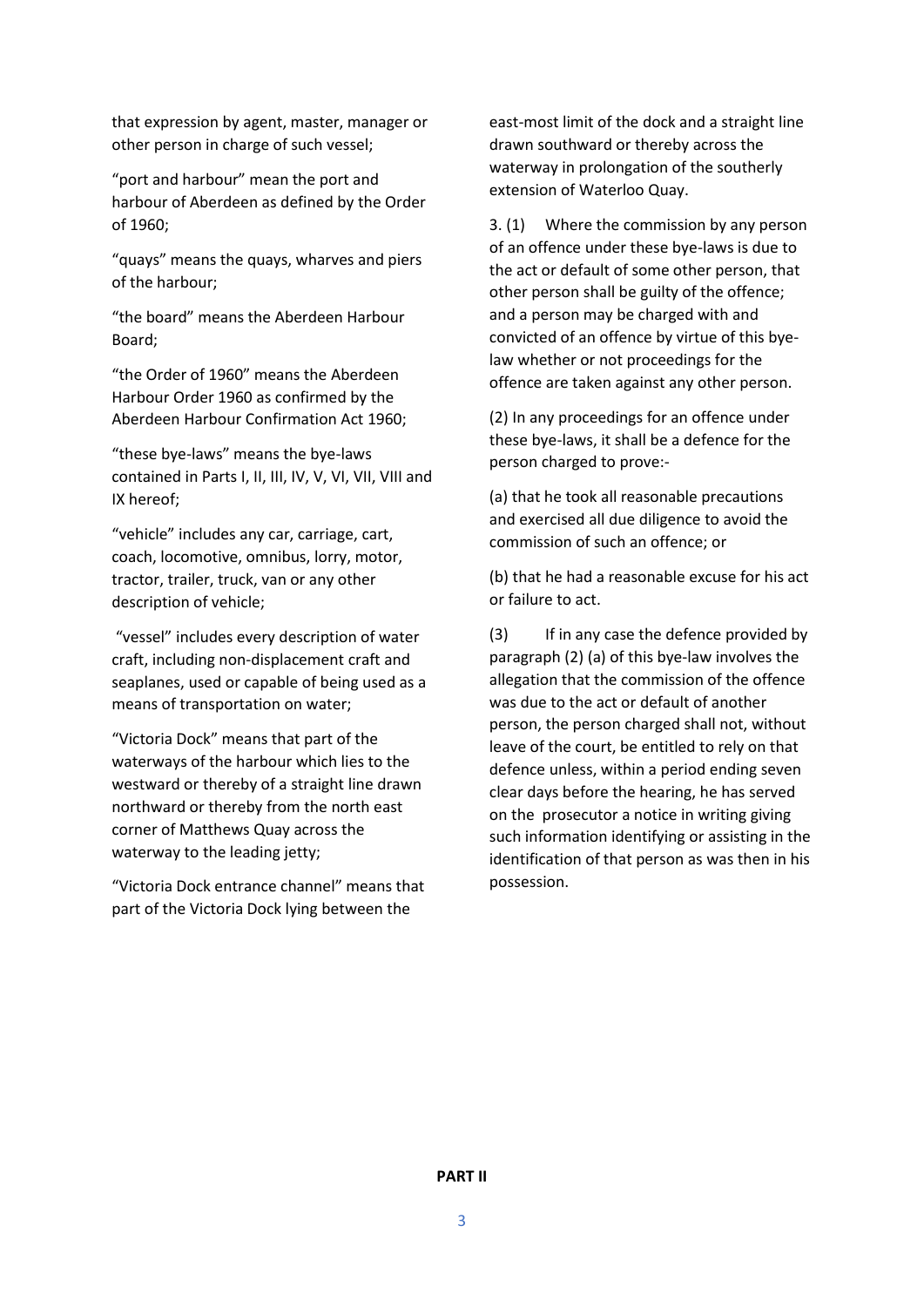that expression by agent, master, manager or other person in charge of such vessel;

"port and harbour" mean the port and harbour of Aberdeen as defined by the Order of 1960;

"quays" means the quays, wharves and piers of the harbour;

"the board" means the Aberdeen Harbour Board;

"the Order of 1960" means the Aberdeen Harbour Order 1960 as confirmed by the Aberdeen Harbour Confirmation Act 1960;

"these bye-laws" means the bye-laws contained in Parts I, II, III, IV, V, VI, VII, VIII and IX hereof;

"vehicle" includes any car, carriage, cart, coach, locomotive, omnibus, lorry, motor, tractor, trailer, truck, van or any other description of vehicle;

"vessel" includes every description of water craft, including non-displacement craft and seaplanes, used or capable of being used as a means of transportation on water;

"Victoria Dock" means that part of the waterways of the harbour which lies to the westward or thereby of a straight line drawn northward or thereby from the north east corner of Matthews Quay across the waterway to the leading jetty;

"Victoria Dock entrance channel" means that part of the Victoria Dock lying between the east-most limit of the dock and a straight line drawn southward or thereby across the waterway in prolongation of the southerly extension of Waterloo Quay.

3. (1) Where the commission by any person of an offence under these bye-laws is due to the act or default of some other person, that other person shall be guilty of the offence; and a person may be charged with and convicted of an offence by virtue of this bye-law whether or not proceedings for the offence are taken against any other person.

(2) In any proceedings for an offence under these bye-laws, it shall be a defence for the person charged to prove:-

(a) that he took all reasonable precautions and exercised all due diligence to avoid the commission of such an offence; or

(b) that he had a reasonable excuse for his act or failure to act.

(3) If in any case the defence provided by paragraph (2) (a) of this bye-law involves the allegation that the commission of the offence was due to the act or default of another person, the person charged shall not, without leave of the court, be entitled to rely on that defence unless, within a period ending seven clear days before the hearing, he has served on the prosecutor a notice in writing giving such information identifying or assisting in the identification of that person as was then in his possession.

**PART II**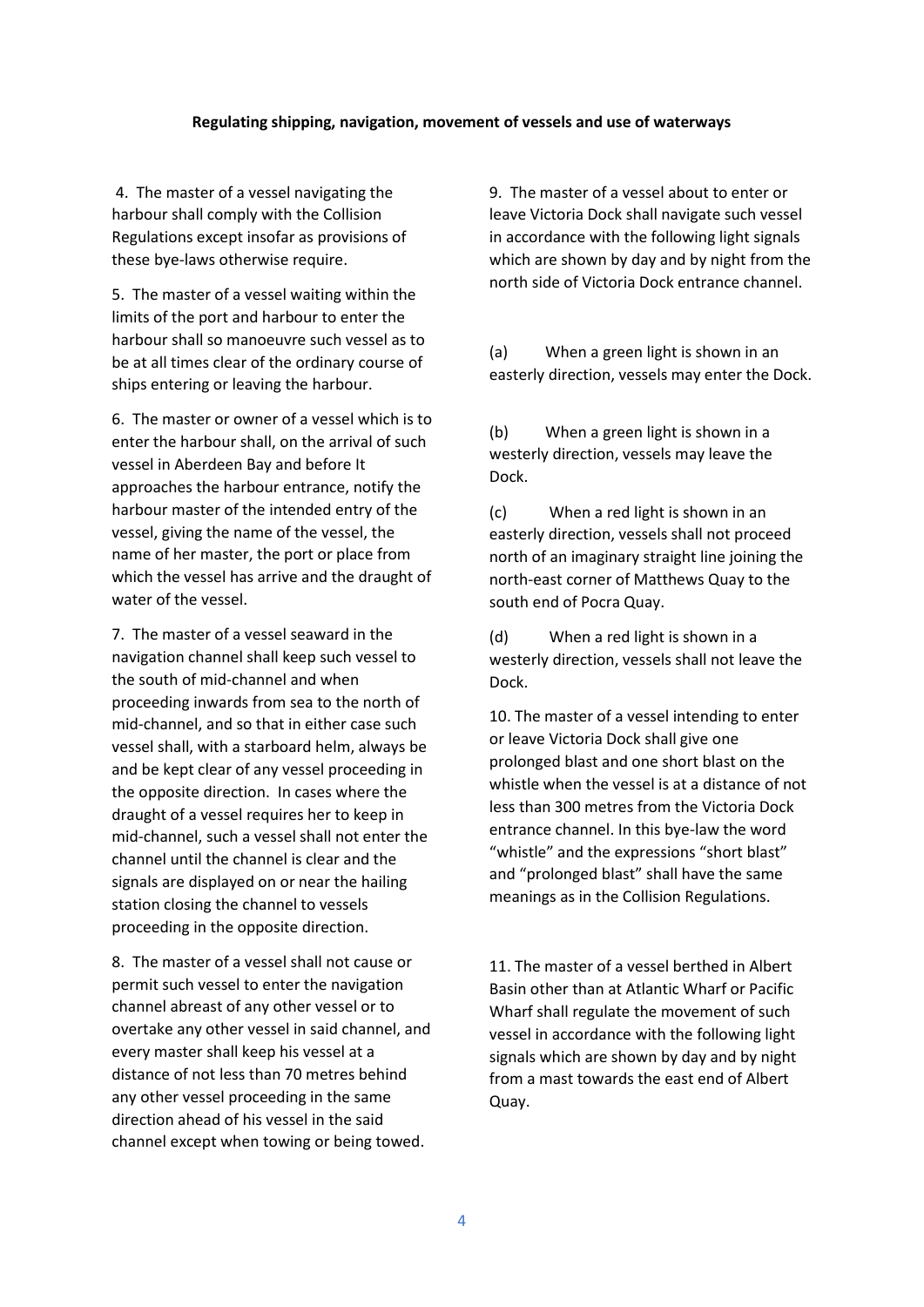**Regulating shipping, navigation, movement of vessels and use of waterways**

4. The master of a vessel navigating the harbour shall comply with the Collision Regulations except insofar as provisions of these bye-laws otherwise require.

5. The master of a vessel waiting within the limits of the port and harbour to enter the harbour shall so manoeuvre such vessel as to be at all times clear of the ordinary course of ships entering or leaving the harbour.

6. The master or owner of a vessel which is to enter the harbour shall, on the arrival of such vessel in Aberdeen Bay and before It approaches the harbour entrance, notify the harbour master of the intended entry of the vessel, giving the name of the vessel, the name of her master, the port or place from which the vessel has arrive and the draught of water of the vessel.

7. The master of a vessel seaward in the navigation channel shall keep such vessel to the south of mid-channel and when proceeding inwards from sea to the north of mid-channel, and so that in either case such vessel shall, with a starboard helm, always be and be kept clear of any vessel proceeding in the opposite direction. In cases where the draught of a vessel requires her to keep in mid-channel, such a vessel shall not enter the channel until the channel is clear and the signals are displayed on or near the hailing station closing the channel to vessels proceeding in the opposite direction.

8. The master of a vessel shall not cause or permit such vessel to enter the navigation channel abreast of any other vessel or to overtake any other vessel in said channel, and every master shall keep his vessel at a distance of not less than 70 metres behind any other vessel proceeding in the same direction ahead of his vessel in the said channel except when towing or being towed.

9. The master of a vessel about to enter or leave Victoria Dock shall navigate such vessel in accordance with the following light signals which are shown by day and by night from the north side of Victoria Dock entrance channel.

(a) When a green light is shown in an easterly direction, vessels may enter the Dock.

(b) When a green light is shown in a westerly direction, vessels may leave the Dock.

(c) When a red light is shown in an easterly direction, vessels shall not proceed north of an imaginary straight line joining the north-east corner of Matthews Quay to the south end of Pocra Quay.

(d) When a red light is shown in a westerly direction, vessels shall not leave the Dock.

10. The master of a vessel intending to enter or leave Victoria Dock shall give one prolonged blast and one short blast on the whistle when the vessel is at a distance of not less than 300 metres from the Victoria Dock entrance channel. In this bye-law the word "whistle" and the expressions "short blast" and "prolonged blast" shall have the same meanings as in the Collision Regulations.

11. The master of a vessel berthed in Albert Basin other than at Atlantic Wharf or Pacific Wharf shall regulate the movement of such vessel in accordance with the following light signals which are shown by day and by night from a mast towards the east end of Albert Quay.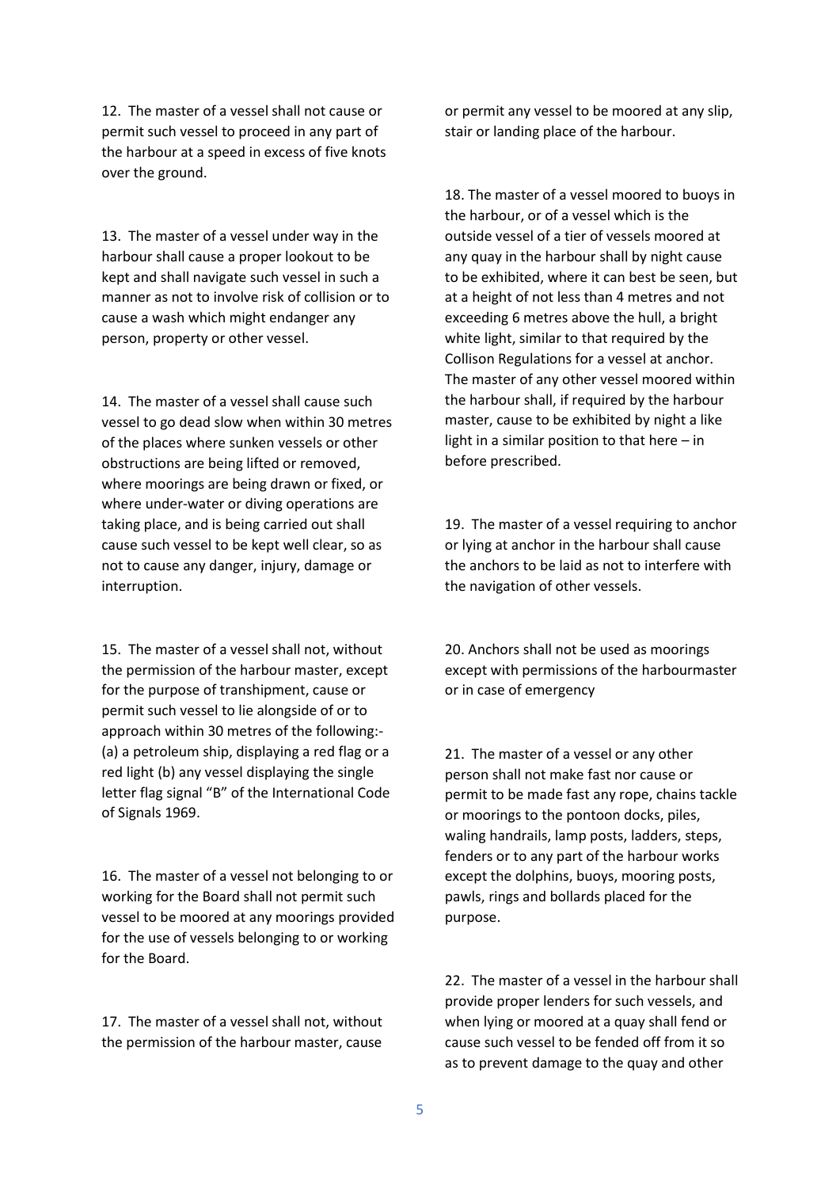12. The master of a vessel shall not cause or permit such vessel to proceed in any part of the harbour at a speed in excess of five knots over the ground.

13. The master of a vessel under way in the harbour shall cause a proper lookout to be kept and shall navigate such vessel in such a manner as not to involve risk of collision or to cause a wash which might endanger any person, property or other vessel.

14. The master of a vessel shall cause such vessel to go dead slow when within 30 metres of the places where sunken vessels or other obstructions are being lifted or removed, where moorings are being drawn or fixed, or where under-water or diving operations are taking place, and is being carried out shall cause such vessel to be kept well clear, so as not to cause any danger, injury, damage or interruption.

15. The master of a vessel shall not, without the permission of the harbour master, except for the purpose of transhipment, cause or permit such vessel to lie alongside of or to approach within 30 metres of the following:- (a) a petroleum ship, displaying a red flag or a red light (b) any vessel displaying the single letter flag signal "B" of the International Code of Signals 1969.

16. The master of a vessel not belonging to or working for the Board shall not permit such vessel to be moored at any moorings provided for the use of vessels belonging to or working for the Board.

17. The master of a vessel shall not, without the permission of the harbour master, cause or permit any vessel to be moored at any slip, stair or landing place of the harbour.

18. The master of a vessel moored to buoys in the harbour, or of a vessel which is the outside vessel of a tier of vessels moored at any quay in the harbour shall by night cause to be exhibited, where it can best be seen, but at a height of not less than 4 metres and not exceeding 6 metres above the hull, a bright white light, similar to that required by the Collison Regulations for a vessel at anchor. The master of any other vessel moored within the harbour shall, if required by the harbour master, cause to be exhibited by night a like light in a similar position to that here – in before prescribed.

19. The master of a vessel requiring to anchor or lying at anchor in the harbour shall cause the anchors to be laid as not to interfere with the navigation of other vessels.

20. Anchors shall not be used as moorings except with permissions of the harbourmaster or in case of emergency

21. The master of a vessel or any other person shall not make fast nor cause or permit to be made fast any rope, chains tackle or moorings to the pontoon docks, piles, waling handrails, lamp posts, ladders, steps, fenders or to any part of the harbour works except the dolphins, buoys, mooring posts, pawls, rings and bollards placed for the purpose.

22. The master of a vessel in the harbour shall provide proper lenders for such vessels, and when lying or moored at a quay shall fend or cause such vessel to be fended off from it so as to prevent damage to the quay and other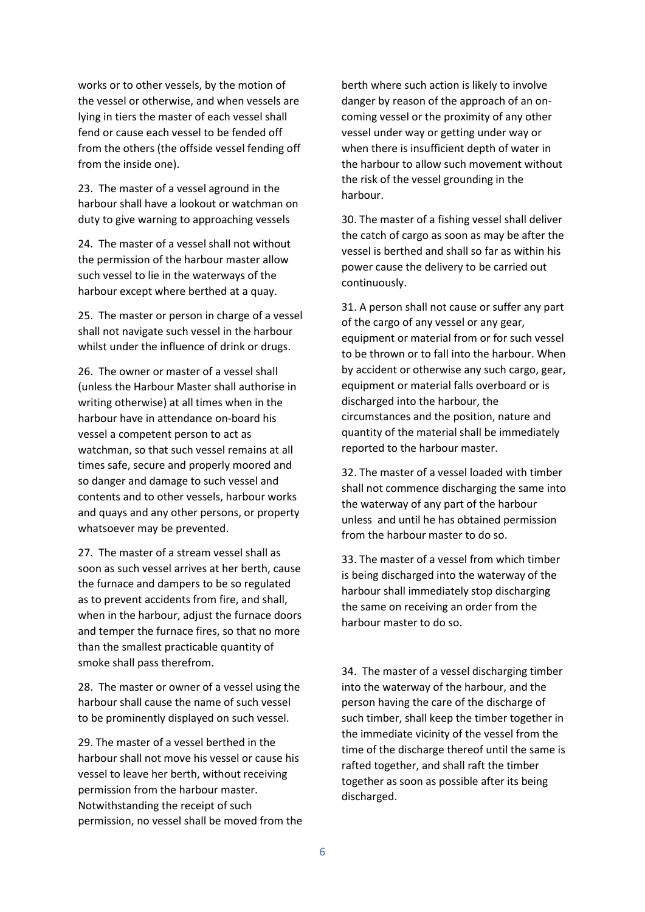works or to other vessels, by the motion of the vessel or otherwise, and when vessels are lying in tiers the master of each vessel shall fend or cause each vessel to be fended off from the others (the offside vessel fending off from the inside one).

23. The master of a vessel aground in the harbour shall have a lookout or watchman on duty to give warning to approaching vessels

24. The master of a vessel shall not without the permission of the harbour master allow such vessel to lie in the waterways of the harbour except where berthed at a quay.

25. The master or person in charge of a vessel shall not navigate such vessel in the harbour whilst under the influence of drink or drugs.

26. The owner or master of a vessel shall (unless the Harbour Master shall authorise in writing otherwise) at all times when in the harbour have in attendance on-board his vessel a competent person to act as watchman, so that such vessel remains at all times safe, secure and properly moored and so danger and damage to such vessel and contents and to other vessels, harbour works and quays and any other persons, or property whatsoever may be prevented.

27. The master of a stream vessel shall as soon as such vessel arrives at her berth, cause the furnace and dampers to be so regulated as to prevent accidents from fire, and shall, when in the harbour, adjust the furnace doors and temper the furnace fires, so that no more than the smallest practicable quantity of smoke shall pass therefrom.

28. The master or owner of a vessel using the harbour shall cause the name of such vessel to be prominently displayed on such vessel.

29. The master of a vessel berthed in the harbour shall not move his vessel or cause his vessel to leave her berth, without receiving permission from the harbour master. Notwithstanding the receipt of such permission, no vessel shall be moved from the berth where such action is likely to involve danger by reason of the approach of an on-coming vessel or the proximity of any other vessel under way or getting under way or when there is insufficient depth of water in the harbour to allow such movement without the risk of the vessel grounding in the harbour.

30. The master of a fishing vessel shall deliver the catch of cargo as soon as may be after the vessel is berthed and shall so far as within his power cause the delivery to be carried out continuously.

31. A person shall not cause or suffer any part of the cargo of any vessel or any gear, equipment or material from or for such vessel to be thrown or to fall into the harbour. When by accident or otherwise any such cargo, gear, equipment or material falls overboard or is discharged into the harbour, the circumstances and the position, nature and quantity of the material shall be immediately reported to the harbour master.

32. The master of a vessel loaded with timber shall not commence discharging the same into the waterway of any part of the harbour unless and until he has obtained permission from the harbour master to do so.

33. The master of a vessel from which timber is being discharged into the waterway of the harbour shall immediately stop discharging the same on receiving an order from the harbour master to do so.

34. The master of a vessel discharging timber into the waterway of the harbour, and the person having the care of the discharge of such timber, shall keep the timber together in the immediate vicinity of the vessel from the time of the discharge thereof until the same is rafted together, and shall raft the timber together as soon as possible after its being discharged.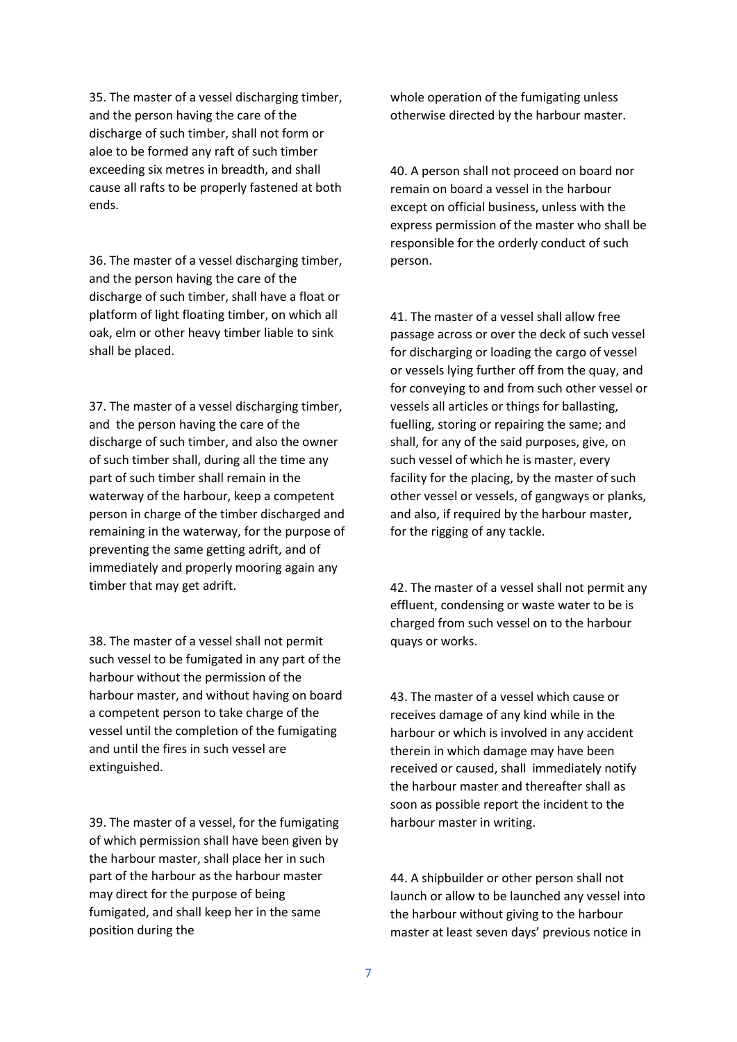35. The master of a vessel discharging timber, and the person having the care of the discharge of such timber, shall not form or aloe to be formed any raft of such timber exceeding six metres in breadth, and shall cause all rafts to be properly fastened at both ends.

36. The master of a vessel discharging timber, and the person having the care of the discharge of such timber, shall have a float or platform of light floating timber, on which all oak, elm or other heavy timber liable to sink shall be placed.

37. The master of a vessel discharging timber, and the person having the care of the discharge of such timber, and also the owner of such timber shall, during all the time any part of such timber shall remain in the waterway of the harbour, keep a competent person in charge of the timber discharged and remaining in the waterway, for the purpose of preventing the same getting adrift, and of immediately and properly mooring again any timber that may get adrift.

38. The master of a vessel shall not permit such vessel to be fumigated in any part of the harbour without the permission of the harbour master, and without having on board a competent person to take charge of the vessel until the completion of the fumigating and until the fires in such vessel are extinguished.

39. The master of a vessel, for the fumigating of which permission shall have been given by the harbour master, shall place her in such part of the harbour as the harbour master may direct for the purpose of being fumigated, and shall keep her in the same position during the whole operation of the fumigating unless otherwise directed by the harbour master.

40. A person shall not proceed on board nor remain on board a vessel in the harbour except on official business, unless with the express permission of the master who shall be responsible for the orderly conduct of such person.

41. The master of a vessel shall allow free passage across or over the deck of such vessel for discharging or loading the cargo of vessel or vessels lying further off from the quay, and for conveying to and from such other vessel or vessels all articles or things for ballasting, fuelling, storing or repairing the same; and shall, for any of the said purposes, give, on such vessel of which he is master, every facility for the placing, by the master of such other vessel or vessels, of gangways or planks, and also, if required by the harbour master, for the rigging of any tackle.

42. The master of a vessel shall not permit any effluent, condensing or waste water to be is charged from such vessel on to the harbour quays or works.

43. The master of a vessel which cause or receives damage of any kind while in the harbour or which is involved in any accident therein in which damage may have been received or caused, shall immediately notify the harbour master and thereafter shall as soon as possible report the incident to the harbour master in writing.

44. A shipbuilder or other person shall not launch or allow to be launched any vessel into the harbour without giving to the harbour master at least seven days' previous notice in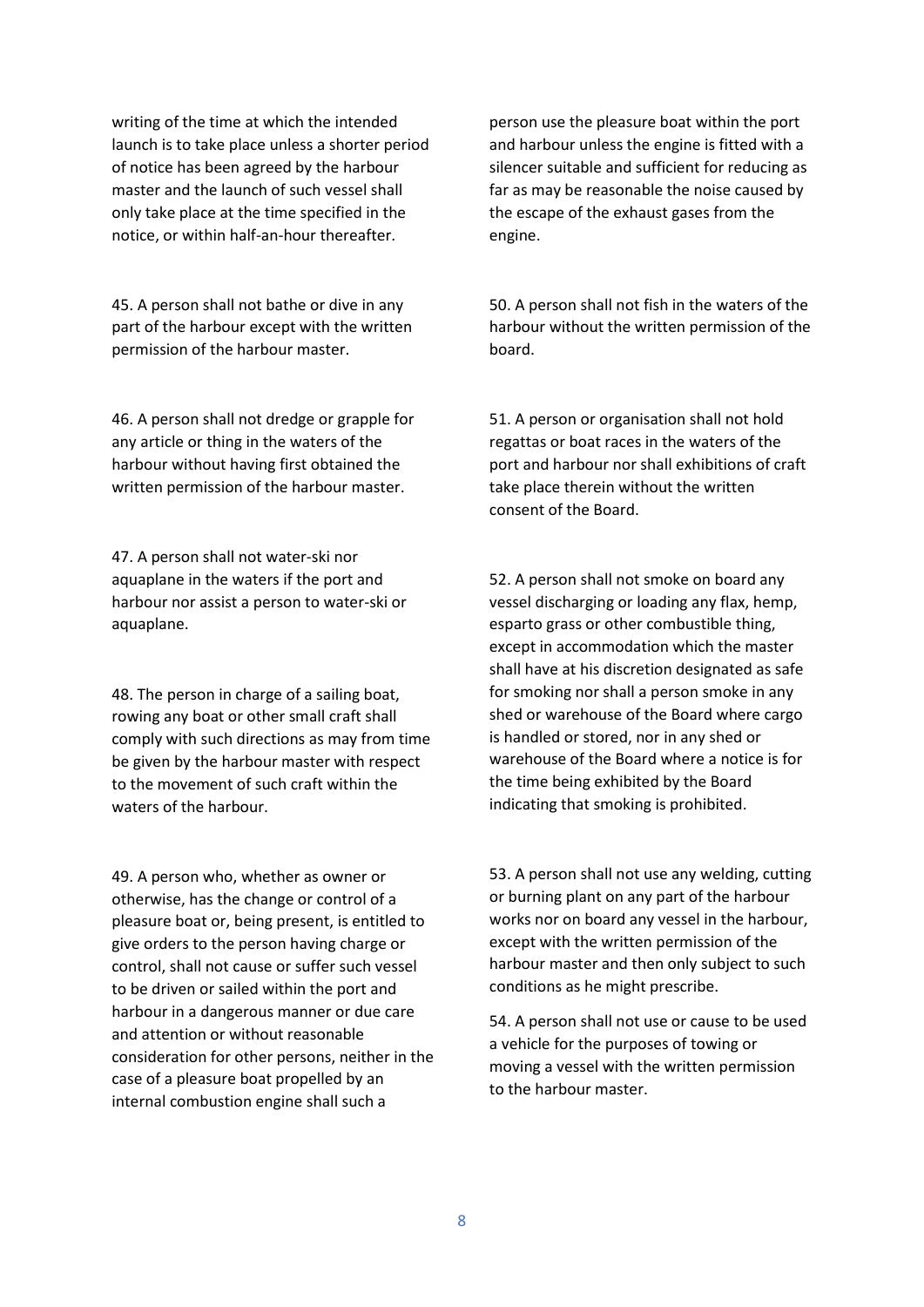writing of the time at which the intended launch is to take place unless a shorter period of notice has been agreed by the harbour master and the launch of such vessel shall only take place at the time specified in the notice, or within half-an-hour thereafter.

45. A person shall not bathe or dive in any part of the harbour except with the written permission of the harbour master.

46. A person shall not dredge or grapple for any article or thing in the waters of the harbour without having first obtained the written permission of the harbour master.

47. A person shall not water-ski nor aquaplane in the waters if the port and harbour nor assist a person to water-ski or aquaplane.

48. The person in charge of a sailing boat, rowing any boat or other small craft shall comply with such directions as may from time be given by the harbour master with respect to the movement of such craft within the waters of the harbour.

49. A person who, whether as owner or otherwise, has the change or control of a pleasure boat or, being present, is entitled to give orders to the person having charge or control, shall not cause or suffer such vessel to be driven or sailed within the port and harbour in a dangerous manner or due care and attention or without reasonable consideration for other persons, neither in the case of a pleasure boat propelled by an internal combustion engine shall such a person use the pleasure boat within the port and harbour unless the engine is fitted with a silencer suitable and sufficient for reducing as far as may be reasonable the noise caused by the escape of the exhaust gases from the engine.

50. A person shall not fish in the waters of the harbour without the written permission of the board.

51. A person or organisation shall not hold regattas or boat races in the waters of the port and harbour nor shall exhibitions of craft take place therein without the written consent of the Board.

52. A person shall not smoke on board any vessel discharging or loading any flax, hemp, esparto grass or other combustible thing, except in accommodation which the master shall have at his discretion designated as safe for smoking nor shall a person smoke in any shed or warehouse of the Board where cargo is handled or stored, nor in any shed or warehouse of the Board where a notice is for the time being exhibited by the Board indicating that smoking is prohibited.

53. A person shall not use any welding, cutting or burning plant on any part of the harbour works nor on board any vessel in the harbour, except with the written permission of the harbour master and then only subject to such conditions as he might prescribe.

54. A person shall not use or cause to be used a vehicle for the purposes of towing or moving a vessel with the written permission to the harbour master.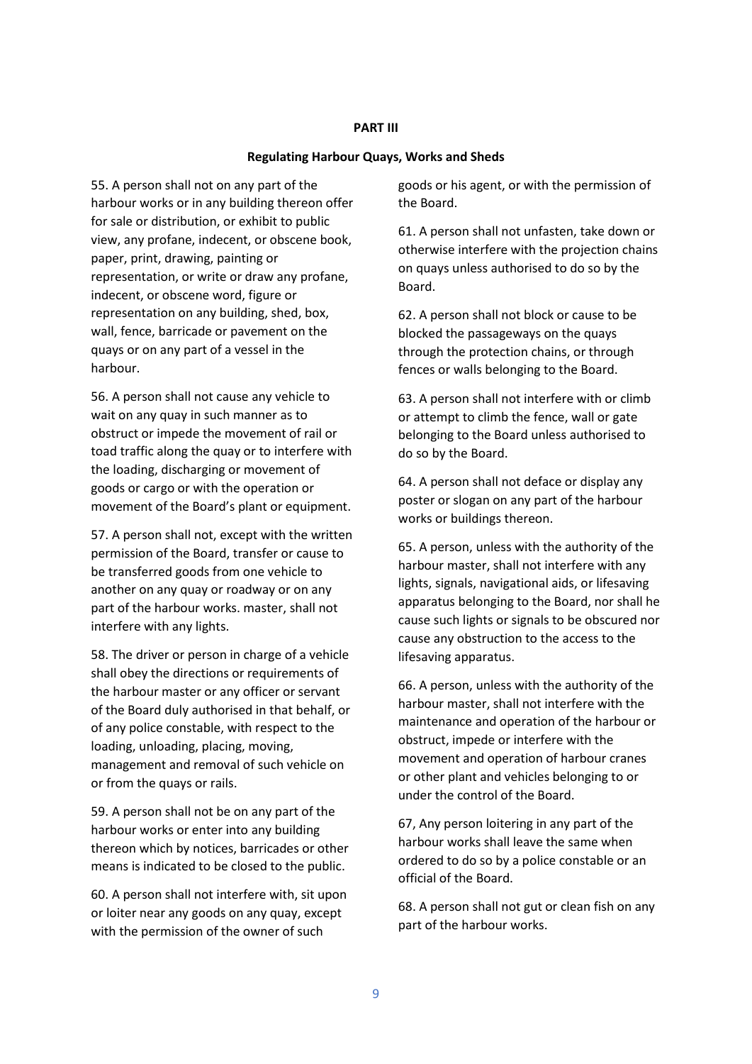## PART III

### Regulating Harbour Quays, Works and Sheds

55. A person shall not on any part of the harbour works or in any building thereon offer for sale or distribution, or exhibit to public view, any profane, indecent, or obscene book, paper, print, drawing, painting or representation, or write or draw any profane, indecent, or obscene word, figure or representation on any building, shed, box, wall, fence, barricade or pavement on the quays or on any part of a vessel in the harbour.

56. A person shall not cause any vehicle to wait on any quay in such manner as to obstruct or impede the movement of rail or toad traffic along the quay or to interfere with the loading, discharging or movement of goods or cargo or with the operation or movement of the Board's plant or equipment.

57. A person shall not, except with the written permission of the Board, transfer or cause to be transferred goods from one vehicle to another on any quay or roadway or on any part of the harbour works. master, shall not interfere with any lights.

58. The driver or person in charge of a vehicle shall obey the directions or requirements of the harbour master or any officer or servant of the Board duly authorised in that behalf, or of any police constable, with respect to the loading, unloading, placing, moving, management and removal of such vehicle on or from the quays or rails.

59. A person shall not be on any part of the harbour works or enter into any building thereon which by notices, barricades or other means is indicated to be closed to the public.

60. A person shall not interfere with, sit upon or loiter near any goods on any quay, except with the permission of the owner of such goods or his agent, or with the permission of the Board.

61. A person shall not unfasten, take down or otherwise interfere with the projection chains on quays unless authorised to do so by the Board.

62. A person shall not block or cause to be blocked the passageways on the quays through the protection chains, or through fences or walls belonging to the Board.

63. A person shall not interfere with or climb or attempt to climb the fence, wall or gate belonging to the Board unless authorised to do so by the Board.

64. A person shall not deface or display any poster or slogan on any part of the harbour works or buildings thereon.

65. A person, unless with the authority of the harbour master, shall not interfere with any lights, signals, navigational aids, or lifesaving apparatus belonging to the Board, nor shall he cause such lights or signals to be obscured nor cause any obstruction to the access to the lifesaving apparatus.

66. A person, unless with the authority of the harbour master, shall not interfere with the maintenance and operation of the harbour or obstruct, impede or interfere with the movement and operation of harbour cranes or other plant and vehicles belonging to or under the control of the Board.

67, Any person loitering in any part of the harbour works shall leave the same when ordered to do so by a police constable or an official of the Board.

68. A person shall not gut or clean fish on any part of the harbour works.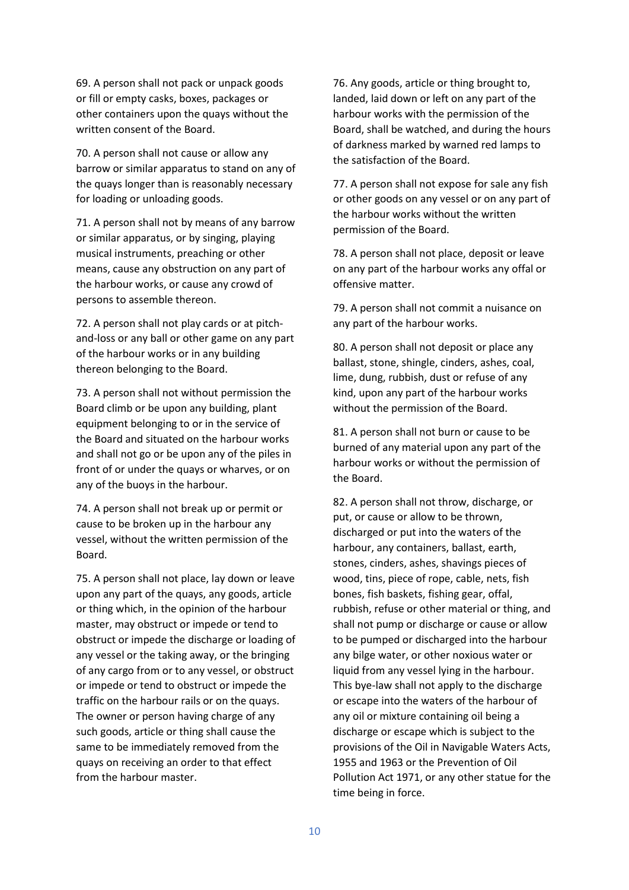69. A person shall not pack or unpack goods or fill or empty casks, boxes, packages or other containers upon the quays without the written consent of the Board.

70. A person shall not cause or allow any barrow or similar apparatus to stand on any of the quays longer than is reasonably necessary for loading or unloading goods.

71. A person shall not by means of any barrow or similar apparatus, or by singing, playing musical instruments, preaching or other means, cause any obstruction on any part of the harbour works, or cause any crowd of persons to assemble thereon.

72. A person shall not play cards or at pitch-and-loss or any ball or other game on any part of the harbour works or in any building thereon belonging to the Board.

73. A person shall not without permission the Board climb or be upon any building, plant equipment belonging to or in the service of the Board and situated on the harbour works and shall not go or be upon any of the piles in front of or under the quays or wharves, or on any of the buoys in the harbour.

74. A person shall not break up or permit or cause to be broken up in the harbour any vessel, without the written permission of the Board.

75. A person shall not place, lay down or leave upon any part of the quays, any goods, article or thing which, in the opinion of the harbour master, may obstruct or impede or tend to obstruct or impede the discharge or loading of any vessel or the taking away, or the bringing of any cargo from or to any vessel, or obstruct or impede or tend to obstruct or impede the traffic on the harbour rails or on the quays. The owner or person having charge of any such goods, article or thing shall cause the same to be immediately removed from the quays on receiving an order to that effect from the harbour master.

76. Any goods, article or thing brought to, landed, laid down or left on any part of the harbour works with the permission of the Board, shall be watched, and during the hours of darkness marked by warned red lamps to the satisfaction of the Board.

77. A person shall not expose for sale any fish or other goods on any vessel or on any part of the harbour works without the written permission of the Board.

78. A person shall not place, deposit or leave on any part of the harbour works any offal or offensive matter.

79. A person shall not commit a nuisance on any part of the harbour works.

80. A person shall not deposit or place any ballast, stone, shingle, cinders, ashes, coal, lime, dung, rubbish, dust or refuse of any kind, upon any part of the harbour works without the permission of the Board.

81. A person shall not burn or cause to be burned of any material upon any part of the harbour works or without the permission of the Board.

82. A person shall not throw, discharge, or put, or cause or allow to be thrown, discharged or put into the waters of the harbour, any containers, ballast, earth, stones, cinders, ashes, shavings pieces of wood, tins, piece of rope, cable, nets, fish bones, fish baskets, fishing gear, offal, rubbish, refuse or other material or thing, and shall not pump or discharge or cause or allow to be pumped or discharged into the harbour any bilge water, or other noxious water or liquid from any vessel lying in the harbour. This bye-law shall not apply to the discharge or escape into the waters of the harbour of any oil or mixture containing oil being a discharge or escape which is subject to the provisions of the Oil in Navigable Waters Acts, 1955 and 1963 or the Prevention of Oil Pollution Act 1971, or any other statue for the time being in force.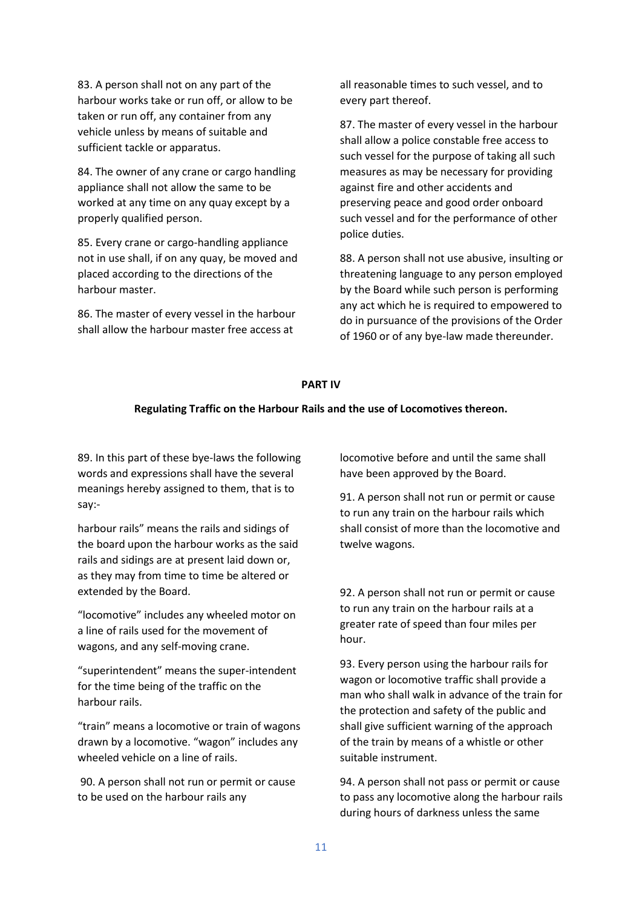83. A person shall not on any part of the harbour works take or run off, or allow to be taken or run off, any container from any vehicle unless by means of suitable and sufficient tackle or apparatus.

84. The owner of any crane or cargo handling appliance shall not allow the same to be worked at any time on any quay except by a properly qualified person.

85. Every crane or cargo-handling appliance not in use shall, if on any quay, be moved and placed according to the directions of the harbour master.

86. The master of every vessel in the harbour shall allow the harbour master free access at all reasonable times to such vessel, and to every part thereof.

87. The master of every vessel in the harbour shall allow a police constable free access to such vessel for the purpose of taking all such measures as may be necessary for providing against fire and other accidents and preserving peace and good order onboard such vessel and for the performance of other police duties.

88. A person shall not use abusive, insulting or threatening language to any person employed by the Board while such person is performing any act which he is required to empowered to do in pursuance of the provisions of the Order of 1960 or of any bye-law made thereunder.

**PART IV**

**Regulating Traffic on the Harbour Rails and the use of Locomotives thereon.**

89. In this part of these bye-laws the following words and expressions shall have the several meanings hereby assigned to them, that is to say:-

harbour rails" means the rails and sidings of the board upon the harbour works as the said rails and sidings are at present laid down or, as they may from time to time be altered or extended by the Board.

"locomotive" includes any wheeled motor on a line of rails used for the movement of wagons, and any self-moving crane.

"superintendent" means the super-intendent for the time being of the traffic on the harbour rails.

"train" means a locomotive or train of wagons drawn by a locomotive. "wagon" includes any wheeled vehicle on a line of rails.

90. A person shall not run or permit or cause to be used on the harbour rails any locomotive before and until the same shall have been approved by the Board.

91. A person shall not run or permit or cause to run any train on the harbour rails which shall consist of more than the locomotive and twelve wagons.

92. A person shall not run or permit or cause to run any train on the harbour rails at a greater rate of speed than four miles per hour.

93. Every person using the harbour rails for wagon or locomotive traffic shall provide a man who shall walk in advance of the train for the protection and safety of the public and shall give sufficient warning of the approach of the train by means of a whistle or other suitable instrument.

94. A person shall not pass or permit or cause to pass any locomotive along the harbour rails during hours of darkness unless the same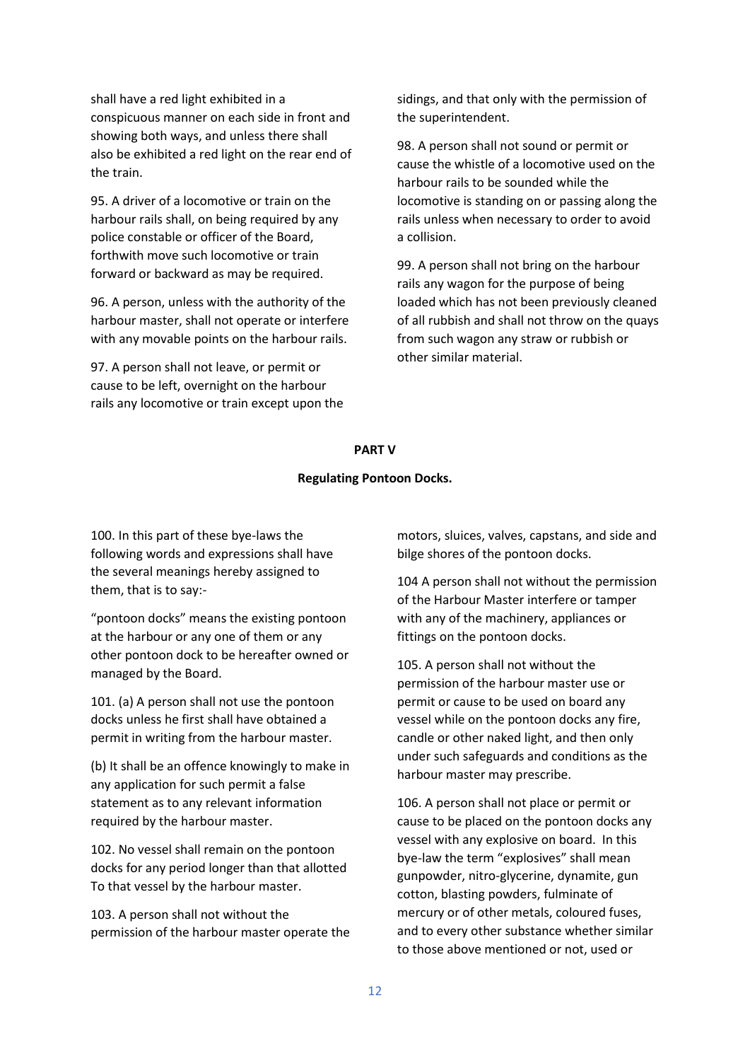shall have a red light exhibited in a conspicuous manner on each side in front and showing both ways, and unless there shall also be exhibited a red light on the rear end of the train.

95. A driver of a locomotive or train on the harbour rails shall, on being required by any police constable or officer of the Board, forthwith move such locomotive or train forward or backward as may be required.

96. A person, unless with the authority of the harbour master, shall not operate or interfere with any movable points on the harbour rails.

97. A person shall not leave, or permit or cause to be left, overnight on the harbour rails any locomotive or train except upon the sidings, and that only with the permission of the superintendent.

98. A person shall not sound or permit or cause the whistle of a locomotive used on the harbour rails to be sounded while the locomotive is standing on or passing along the rails unless when necessary to order to avoid a collision.

99. A person shall not bring on the harbour rails any wagon for the purpose of being loaded which has not been previously cleaned of all rubbish and shall not throw on the quays from such wagon any straw or rubbish or other similar material.

**PART V**

**Regulating Pontoon Docks.**

100. In this part of these bye-laws the following words and expressions shall have the several meanings hereby assigned to them, that is to say:-

"pontoon docks" means the existing pontoon at the harbour or any one of them or any other pontoon dock to be hereafter owned or managed by the Board.

101. (a) A person shall not use the pontoon docks unless he first shall have obtained a permit in writing from the harbour master.

(b) It shall be an offence knowingly to make in any application for such permit a false statement as to any relevant information required by the harbour master.

102. No vessel shall remain on the pontoon docks for any period longer than that allotted To that vessel by the harbour master.

103. A person shall not without the permission of the harbour master operate the motors, sluices, valves, capstans, and side and bilge shores of the pontoon docks.

104 A person shall not without the permission of the Harbour Master interfere or tamper with any of the machinery, appliances or fittings on the pontoon docks.

105. A person shall not without the permission of the harbour master use or permit or cause to be used on board any vessel while on the pontoon docks any fire, candle or other naked light, and then only under such safeguards and conditions as the harbour master may prescribe.

106. A person shall not place or permit or cause to be placed on the pontoon docks any vessel with any explosive on board. In this bye-law the term "explosives" shall mean gunpowder, nitro-glycerine, dynamite, gun cotton, blasting powders, fulminate of mercury or of other metals, coloured fuses, and to every other substance whether similar to those above mentioned or not, used or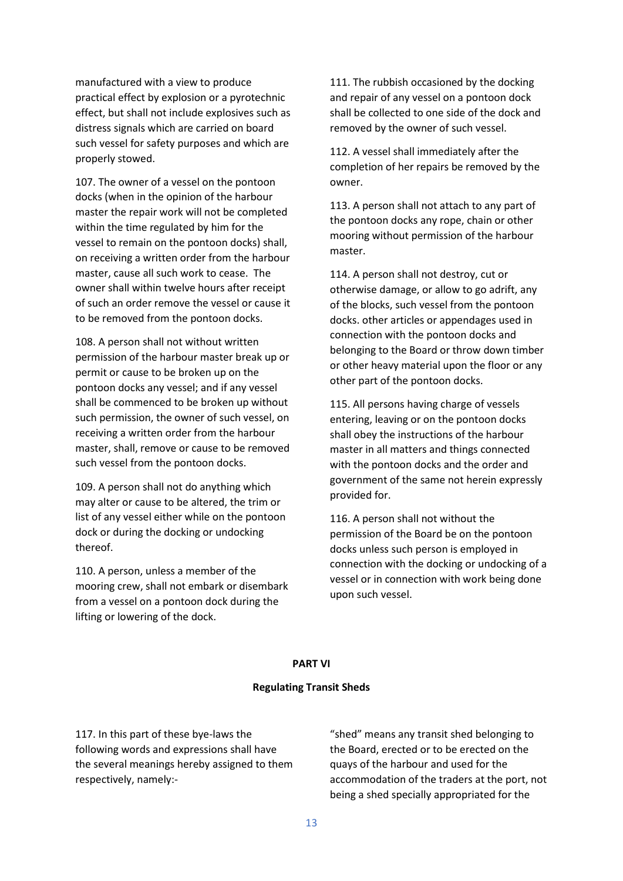manufactured with a view to produce practical effect by explosion or a pyrotechnic effect, but shall not include explosives such as distress signals which are carried on board such vessel for safety purposes and which are properly stowed.

107. The owner of a vessel on the pontoon docks (when in the opinion of the harbour master the repair work will not be completed within the time regulated by him for the vessel to remain on the pontoon docks) shall, on receiving a written order from the harbour master, cause all such work to cease. The owner shall within twelve hours after receipt of such an order remove the vessel or cause it to be removed from the pontoon docks.

108. A person shall not without written permission of the harbour master break up or permit or cause to be broken up on the pontoon docks any vessel; and if any vessel shall be commenced to be broken up without such permission, the owner of such vessel, on receiving a written order from the harbour master, shall, remove or cause to be removed such vessel from the pontoon docks.

109. A person shall not do anything which may alter or cause to be altered, the trim or list of any vessel either while on the pontoon dock or during the docking or undocking thereof.

110. A person, unless a member of the mooring crew, shall not embark or disembark from a vessel on a pontoon dock during the lifting or lowering of the dock.

111. The rubbish occasioned by the docking and repair of any vessel on a pontoon dock shall be collected to one side of the dock and removed by the owner of such vessel.

112. A vessel shall immediately after the completion of her repairs be removed by the owner.

113. A person shall not attach to any part of the pontoon docks any rope, chain or other mooring without permission of the harbour master.

114. A person shall not destroy, cut or otherwise damage, or allow to go adrift, any of the blocks, such vessel from the pontoon docks. other articles or appendages used in connection with the pontoon docks and belonging to the Board or throw down timber or other heavy material upon the floor or any other part of the pontoon docks.

115. All persons having charge of vessels entering, leaving or on the pontoon docks shall obey the instructions of the harbour master in all matters and things connected with the pontoon docks and the order and government of the same not herein expressly provided for.

116. A person shall not without the permission of the Board be on the pontoon docks unless such person is employed in connection with the docking or undocking of a vessel or in connection with work being done upon such vessel.

## PART VI

### Regulating Transit Sheds

117. In this part of these bye-laws the following words and expressions shall have the several meanings hereby assigned to them respectively, namely:-

"shed" means any transit shed belonging to the Board, erected or to be erected on the quays of the harbour and used for the accommodation of the traders at the port, not being a shed specially appropriated for the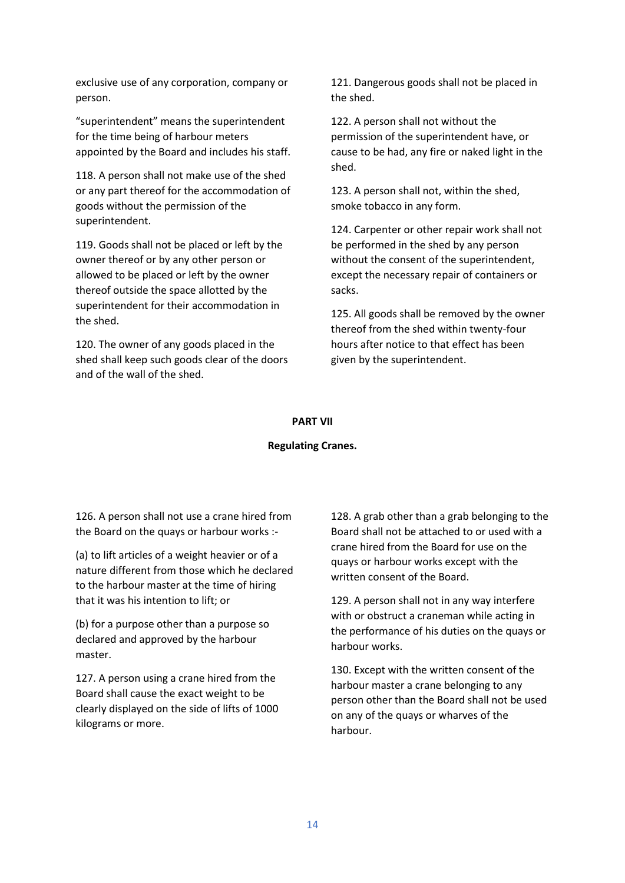exclusive use of any corporation, company or person.

"superintendent" means the superintendent for the time being of harbour meters appointed by the Board and includes his staff.

118. A person shall not make use of the shed or any part thereof for the accommodation of goods without the permission of the superintendent.

119. Goods shall not be placed or left by the owner thereof or by any other person or allowed to be placed or left by the owner thereof outside the space allotted by the superintendent for their accommodation in the shed.

120. The owner of any goods placed in the shed shall keep such goods clear of the doors and of the wall of the shed.

121. Dangerous goods shall not be placed in the shed.

122. A person shall not without the permission of the superintendent have, or cause to be had, any fire or naked light in the shed.

123. A person shall not, within the shed, smoke tobacco in any form.

124. Carpenter or other repair work shall not be performed in the shed by any person without the consent of the superintendent, except the necessary repair of containers or sacks.

125. All goods shall be removed by the owner thereof from the shed within twenty-four hours after notice to that effect has been given by the superintendent.

## PART VII

### Regulating Cranes.

126. A person shall not use a crane hired from the Board on the quays or harbour works :-

(a) to lift articles of a weight heavier or of a nature different from those which he declared to the harbour master at the time of hiring that it was his intention to lift; or

(b) for a purpose other than a purpose so declared and approved by the harbour master.

127. A person using a crane hired from the Board shall cause the exact weight to be clearly displayed on the side of lifts of 1000 kilograms or more.

128. A grab other than a grab belonging to the Board shall not be attached to or used with a crane hired from the Board for use on the quays or harbour works except with the written consent of the Board.

129. A person shall not in any way interfere with or obstruct a craneman while acting in the performance of his duties on the quays or harbour works.

130. Except with the written consent of the harbour master a crane belonging to any person other than the Board shall not be used on any of the quays or wharves of the harbour.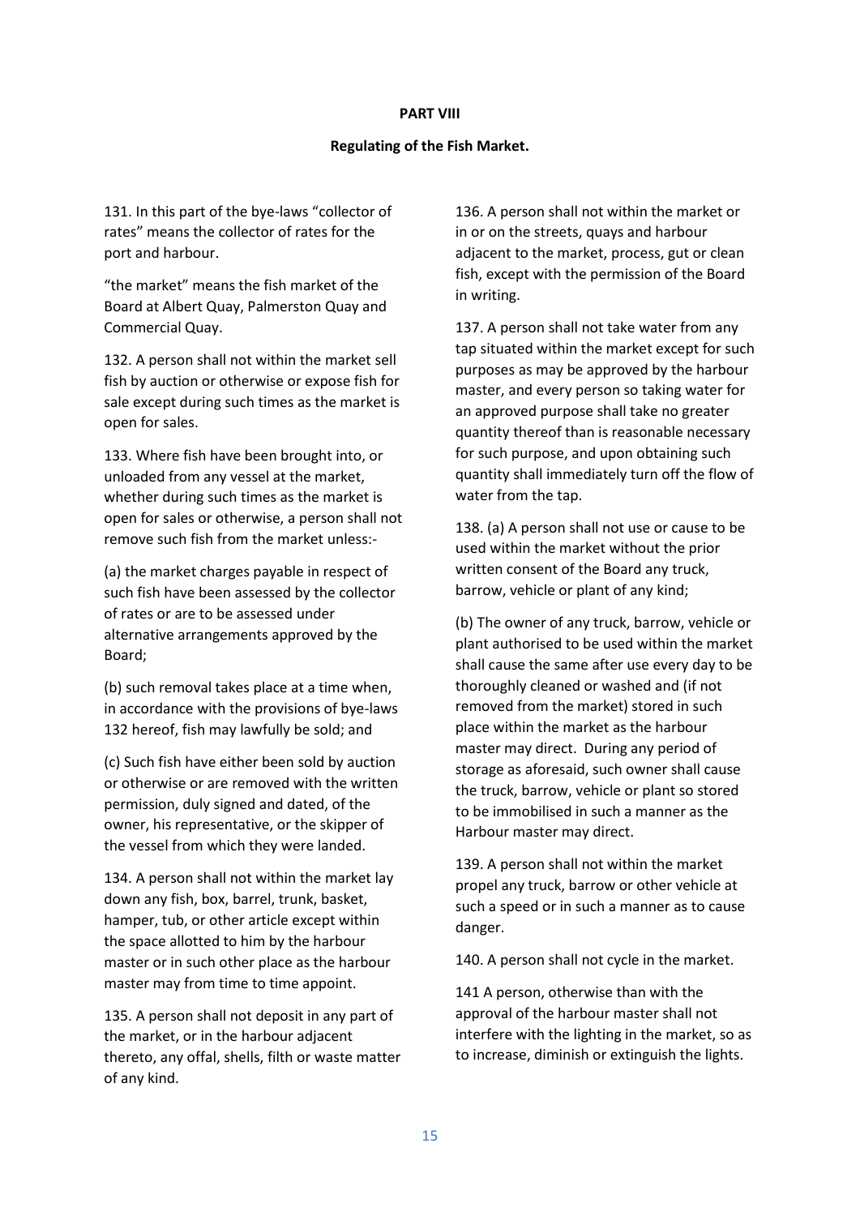## PART VIII

### Regulating of the Fish Market.

131. In this part of the bye-laws “collector of rates” means the collector of rates for the port and harbour.

“the market” means the fish market of the Board at Albert Quay, Palmerston Quay and Commercial Quay.

132. A person shall not within the market sell fish by auction or otherwise or expose fish for sale except during such times as the market is open for sales.

133. Where fish have been brought into, or unloaded from any vessel at the market, whether during such times as the market is open for sales or otherwise, a person shall not remove such fish from the market unless:-

(a) the market charges payable in respect of such fish have been assessed by the collector of rates or are to be assessed under alternative arrangements approved by the Board;

(b) such removal takes place at a time when, in accordance with the provisions of bye-laws 132 hereof, fish may lawfully be sold; and

(c) Such fish have either been sold by auction or otherwise or are removed with the written permission, duly signed and dated, of the owner, his representative, or the skipper of the vessel from which they were landed.

134. A person shall not within the market lay down any fish, box, barrel, trunk, basket, hamper, tub, or other article except within the space allotted to him by the harbour master or in such other place as the harbour master may from time to time appoint.

135. A person shall not deposit in any part of the market, or in the harbour adjacent thereto, any offal, shells, filth or waste matter of any kind.

136. A person shall not within the market or in or on the streets, quays and harbour adjacent to the market, process, gut or clean fish, except with the permission of the Board in writing.

137. A person shall not take water from any tap situated within the market except for such purposes as may be approved by the harbour master, and every person so taking water for an approved purpose shall take no greater quantity thereof than is reasonable necessary for such purpose, and upon obtaining such quantity shall immediately turn off the flow of water from the tap.

138. (a) A person shall not use or cause to be used within the market without the prior written consent of the Board any truck, barrow, vehicle or plant of any kind;

(b) The owner of any truck, barrow, vehicle or plant authorised to be used within the market shall cause the same after use every day to be thoroughly cleaned or washed and (if not removed from the market) stored in such place within the market as the harbour master may direct. During any period of storage as aforesaid, such owner shall cause the truck, barrow, vehicle or plant so stored to be immobilised in such a manner as the Harbour master may direct.

139. A person shall not within the market propel any truck, barrow or other vehicle at such a speed or in such a manner as to cause danger.

140. A person shall not cycle in the market.

141 A person, otherwise than with the approval of the harbour master shall not interfere with the lighting in the market, so as to increase, diminish or extinguish the lights.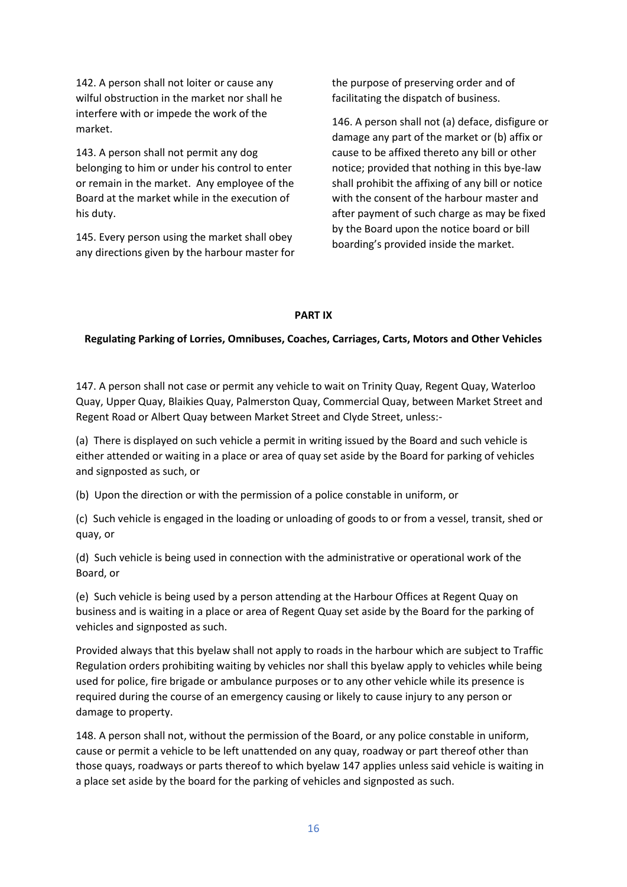142. A person shall not loiter or cause any wilful obstruction in the market nor shall he interfere with or impede the work of the market.

143. A person shall not permit any dog belonging to him or under his control to enter or remain in the market. Any employee of the Board at the market while in the execution of his duty.

145. Every person using the market shall obey any directions given by the harbour master for the purpose of preserving order and of facilitating the dispatch of business.

146. A person shall not (a) deface, disfigure or damage any part of the market or (b) affix or cause to be affixed thereto any bill or other notice; provided that nothing in this bye-law shall prohibit the affixing of any bill or notice with the consent of the harbour master and after payment of such charge as may be fixed by the Board upon the notice board or bill boarding's provided inside the market.

## PART IX

### Regulating Parking of Lorries, Omnibuses, Coaches, Carriages, Carts, Motors and Other Vehicles

147. A person shall not case or permit any vehicle to wait on Trinity Quay, Regent Quay, Waterloo Quay, Upper Quay, Blaikies Quay, Palmerston Quay, Commercial Quay, between Market Street and Regent Road or Albert Quay between Market Street and Clyde Street, unless:-

(a) There is displayed on such vehicle a permit in writing issued by the Board and such vehicle is either attended or waiting in a place or area of quay set aside by the Board for parking of vehicles and signposted as such, or

(b) Upon the direction or with the permission of a police constable in uniform, or

(c) Such vehicle is engaged in the loading or unloading of goods to or from a vessel, transit, shed or quay, or

(d) Such vehicle is being used in connection with the administrative or operational work of the Board, or

(e) Such vehicle is being used by a person attending at the Harbour Offices at Regent Quay on business and is waiting in a place or area of Regent Quay set aside by the Board for the parking of vehicles and signposted as such.

Provided always that this byelaw shall not apply to roads in the harbour which are subject to Traffic Regulation orders prohibiting waiting by vehicles nor shall this byelaw apply to vehicles while being used for police, fire brigade or ambulance purposes or to any other vehicle while its presence is required during the course of an emergency causing or likely to cause injury to any person or damage to property.

148. A person shall not, without the permission of the Board, or any police constable in uniform, cause or permit a vehicle to be left unattended on any quay, roadway or part thereof other than those quays, roadways or parts thereof to which byelaw 147 applies unless said vehicle is waiting in a place set aside by the board for the parking of vehicles and signposted as such.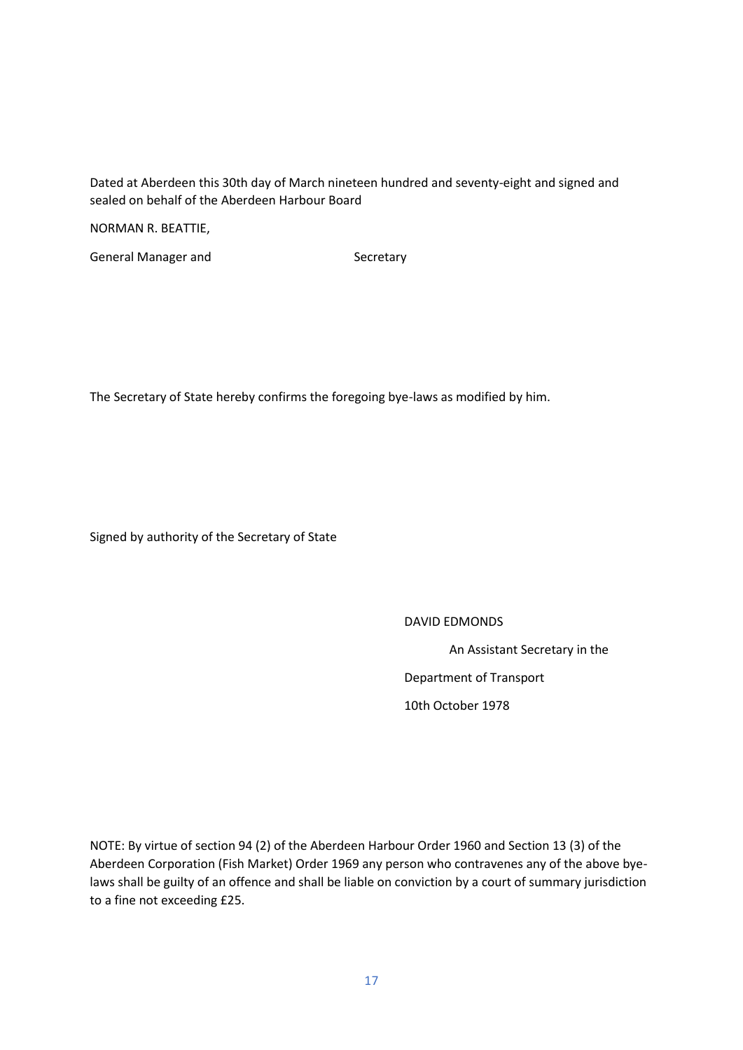Dated at Aberdeen this 30th day of March nineteen hundred and seventy-eight and signed and sealed on behalf of the Aberdeen Harbour Board

NORMAN R. BEATTIE,

General Manager and Secretary

The Secretary of State hereby confirms the foregoing bye-laws as modified by him.

Signed by authority of the Secretary of State

DAVID EDMONDS

An Assistant Secretary in the

Department of Transport

10th October 1978

NOTE: By virtue of section 94 (2) of the Aberdeen Harbour Order 1960 and Section 13 (3) of the Aberdeen Corporation (Fish Market) Order 1969 any person who contravenes any of the above bye-laws shall be guilty of an offence and shall be liable on conviction by a court of summary jurisdiction to a fine not exceeding £25.